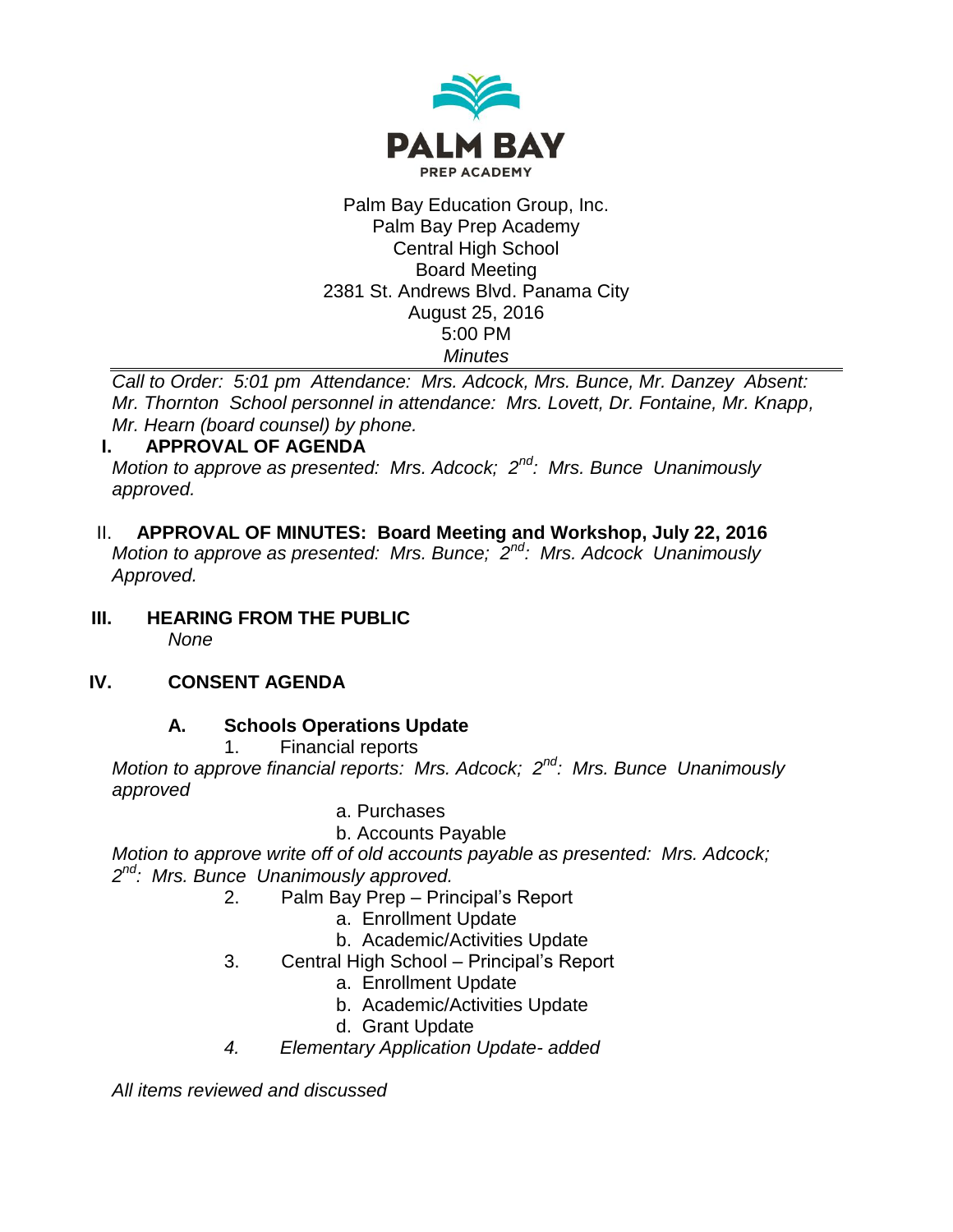PALM BAY
PREP ACADEMY

Palm Bay Education Group, Inc.
Palm Bay Prep Academy
Central High School
Board Meeting
2381 St. Andrews Blvd. Panama City
August 25, 2016
5:00 PM
*Minutes*

---

*Call to Order: 5:01 pm Attendance: Mrs. Adcock, Mrs. Bunce, Mr. Danzey Absent: Mr. Thornton School personnel in attendance: Mrs. Lovett, Dr. Fontaine, Mr. Knapp, Mr. Hearn (board counsel) by phone.*

## I. APPROVAL OF AGENDA

*Motion to approve as presented: Mrs. Adcock; 2nd: Mrs. Bunce Unanimously approved.*

## II. APPROVAL OF MINUTES: Board Meeting and Workshop, July 22, 2016

*Motion to approve as presented: Mrs. Bunce; 2nd: Mrs. Adcock Unanimously Approved.*

## III. HEARING FROM THE PUBLIC

*None*

## IV. CONSENT AGENDA

### A. Schools Operations Update

1. Financial reports

*Motion to approve financial reports: Mrs. Adcock; 2nd: Mrs. Bunce Unanimously approved*

   a. Purchases
   b. Accounts Payable

*Motion to approve write off of old accounts payable as presented: Mrs. Adcock; 2nd: Mrs. Bunce Unanimously approved.*

2. Palm Bay Prep – Principal's Report
   a. Enrollment Update
   b. Academic/Activities Update
3. Central High School – Principal's Report
   a. Enrollment Update
   b. Academic/Activities Update
   d. Grant Update
4. *Elementary Application Update- added*

*All items reviewed and discussed*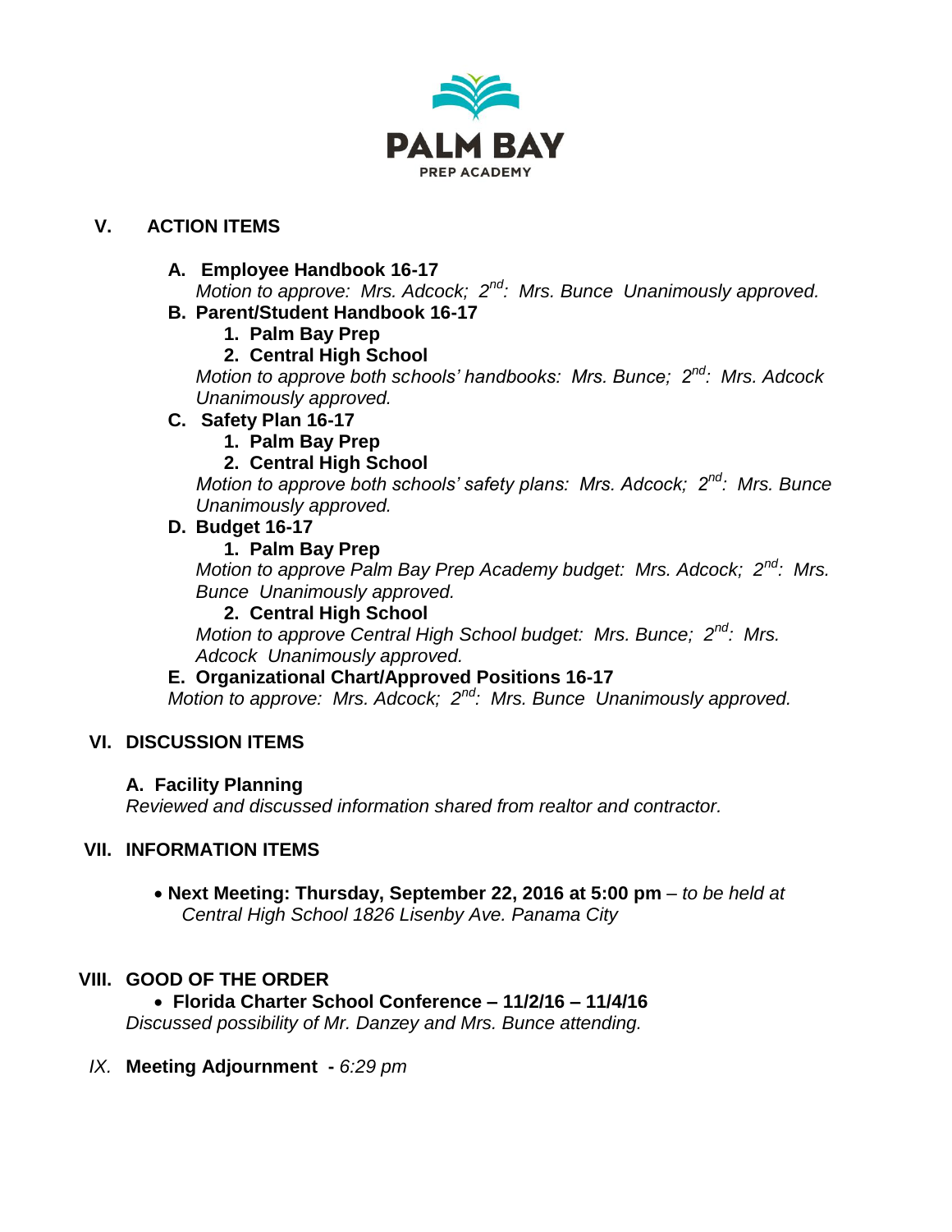PALM BAY
PREP ACADEMY

## V. ACTION ITEMS

**A. Employee Handbook 16-17**

*Motion to approve: Mrs. Adcock; 2nd: Mrs. Bunce Unanimously approved.*

**B. Parent/Student Handbook 16-17**

1. **Palm Bay Prep**
2. **Central High School**

*Motion to approve both schools' handbooks: Mrs. Bunce; 2nd: Mrs. Adcock Unanimously approved.*

**C. Safety Plan 16-17**

1. **Palm Bay Prep**
2. **Central High School**

*Motion to approve both schools' safety plans: Mrs. Adcock; 2nd: Mrs. Bunce Unanimously approved.*

**D. Budget 16-17**

1. **Palm Bay Prep**

*Motion to approve Palm Bay Prep Academy budget: Mrs. Adcock; 2nd: Mrs. Bunce Unanimously approved.*

2. **Central High School**

*Motion to approve Central High School budget: Mrs. Bunce; 2nd: Mrs. Adcock Unanimously approved.*

**E. Organizational Chart/Approved Positions 16-17**

*Motion to approve: Mrs. Adcock; 2nd: Mrs. Bunce Unanimously approved.*

## VI. DISCUSSION ITEMS

**A. Facility Planning**

*Reviewed and discussed information shared from realtor and contractor.*

## VII. INFORMATION ITEMS

- **Next Meeting: Thursday, September 22, 2016 at 5:00 pm** – *to be held at Central High School 1826 Lisenby Ave. Panama City*

## VIII. GOOD OF THE ORDER

- **Florida Charter School Conference – 11/2/16 – 11/4/16**

*Discussed possibility of Mr. Danzey and Mrs. Bunce attending.*

*IX.* **Meeting Adjournment -** *6:29 pm*